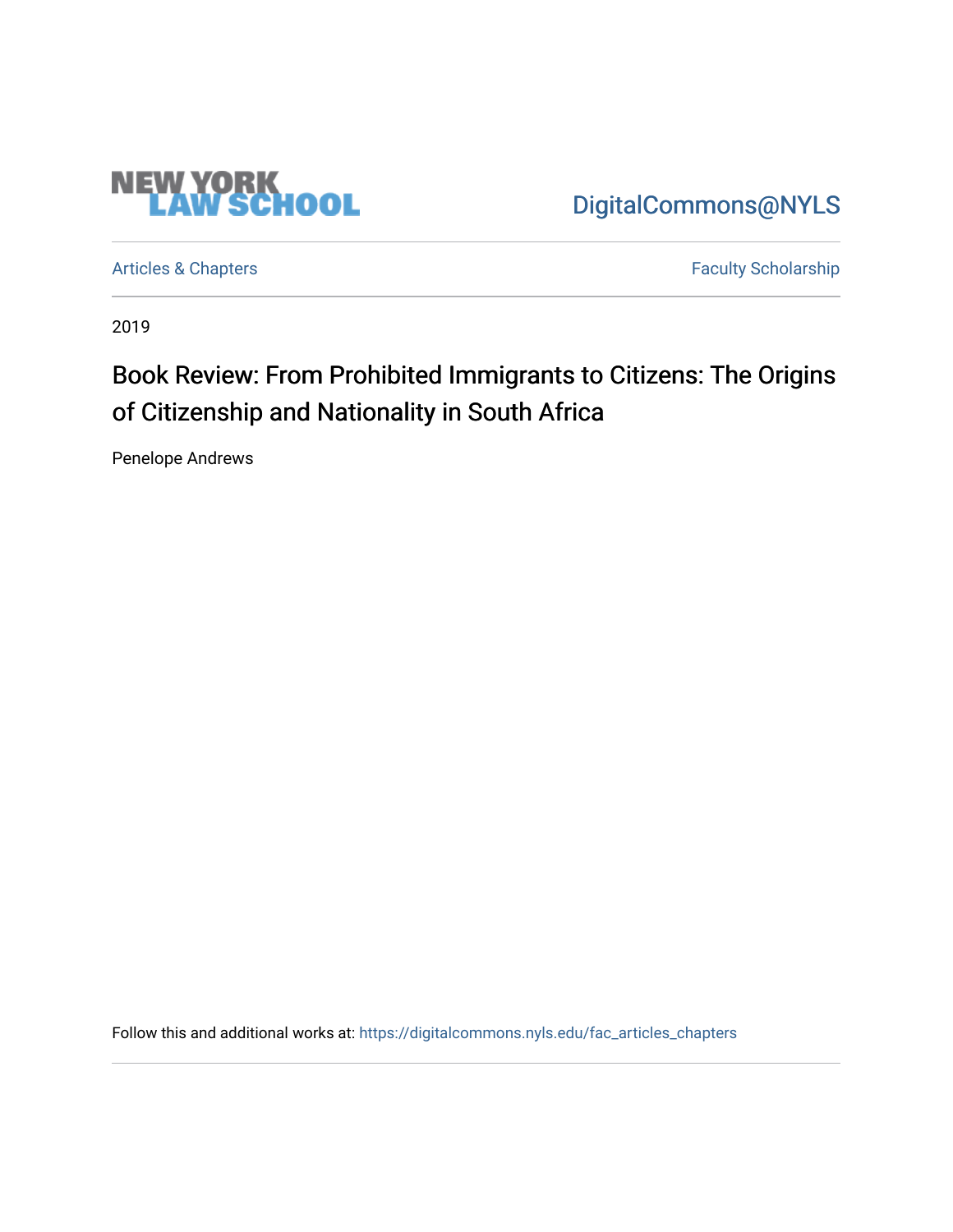NEW YORK LAW SCHOOL

DigitalCommons@NYLS

Articles & Chapters

Faculty Scholarship

2019

# Book Review: From Prohibited Immigrants to Citizens: The Origins of Citizenship and Nationality in South Africa

Penelope Andrews

Follow this and additional works at: https://digitalcommons.nyls.edu/fac_articles_chapters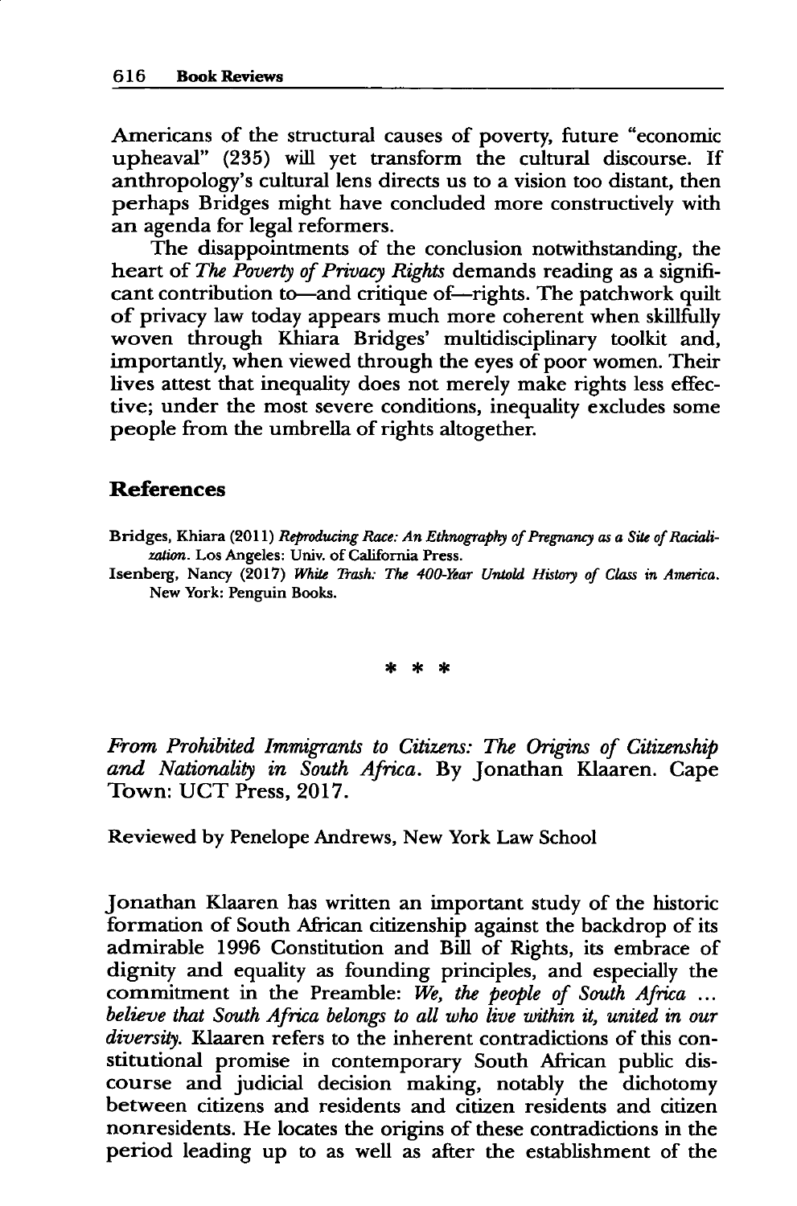Americans of the structural causes of poverty, future "economic upheaval" (235) will yet transform the cultural discourse. If anthropology's cultural lens directs us to a vision too distant, then perhaps Bridges might have concluded more constructively with an agenda for legal reformers.

The disappointments of the conclusion notwithstanding, the heart of *The Poverty of Privacy Rights* demands reading as a significant contribution to—and critique of—rights. The patchwork quilt of privacy law today appears much more coherent when skillfully woven through Khiara Bridges' multidisciplinary toolkit and, importantly, when viewed through the eyes of poor women. Their lives attest that inequality does not merely make rights less effective; under the most severe conditions, inequality excludes some people from the umbrella of rights altogether.

## References

Bridges, Khiara (2011) *Reproducing Race: An Ethnography of Pregnancy as a Site of Racialization*. Los Angeles: Univ. of California Press.

Isenberg, Nancy (2017) *White Trash: The 400-Year Untold History of Class in America*. New York: Penguin Books.

\* \* \*

*From Prohibited Immigrants to Citizens: The Origins of Citizenship and Nationality in South Africa*. By Jonathan Klaaren. Cape Town: UCT Press, 2017.

Reviewed by Penelope Andrews, New York Law School

Jonathan Klaaren has written an important study of the historic formation of South African citizenship against the backdrop of its admirable 1996 Constitution and Bill of Rights, its embrace of dignity and equality as founding principles, and especially the commitment in the Preamble: *We, the people of South Africa ... believe that South Africa belongs to all who live within it, united in our diversity.* Klaaren refers to the inherent contradictions of this constitutional promise in contemporary South African public discourse and judicial decision making, notably the dichotomy between citizens and residents and citizen residents and citizen nonresidents. He locates the origins of these contradictions in the period leading up to as well as after the establishment of the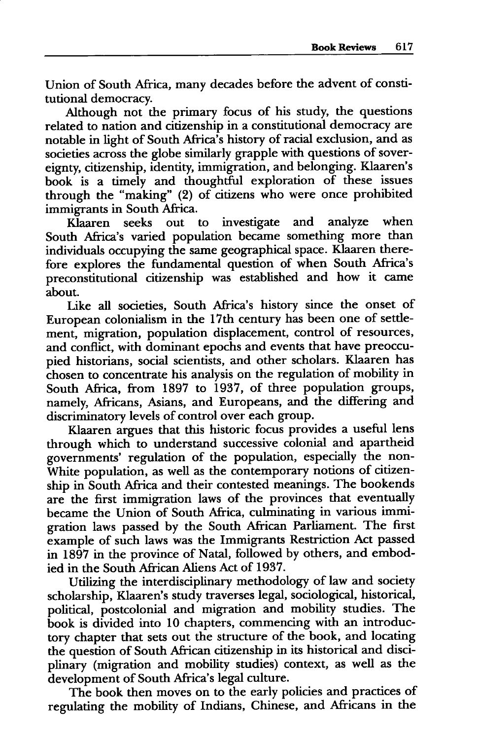Union of South Africa, many decades before the advent of constitutional democracy.

Although not the primary focus of his study, the questions related to nation and citizenship in a constitutional democracy are notable in light of South Africa's history of racial exclusion, and as societies across the globe similarly grapple with questions of sovereignty, citizenship, identity, immigration, and belonging. Klaaren's book is a timely and thoughtful exploration of these issues through the "making" (2) of citizens who were once prohibited immigrants in South Africa.

Klaaren seeks out to investigate and analyze when South Africa's varied population became something more than individuals occupying the same geographical space. Klaaren therefore explores the fundamental question of when South Africa's preconstitutional citizenship was established and how it came about.

Like all societies, South Africa's history since the onset of European colonialism in the 17th century has been one of settlement, migration, population displacement, control of resources, and conflict, with dominant epochs and events that have preoccupied historians, social scientists, and other scholars. Klaaren has chosen to concentrate his analysis on the regulation of mobility in South Africa, from 1897 to 1937, of three population groups, namely, Africans, Asians, and Europeans, and the differing and discriminatory levels of control over each group.

Klaaren argues that this historic focus provides a useful lens through which to understand successive colonial and apartheid governments' regulation of the population, especially the non-White population, as well as the contemporary notions of citizenship in South Africa and their contested meanings. The bookends are the first immigration laws of the provinces that eventually became the Union of South Africa, culminating in various immigration laws passed by the South African Parliament. The first example of such laws was the Immigrants Restriction Act passed in 1897 in the province of Natal, followed by others, and embodied in the South African Aliens Act of 1937.

Utilizing the interdisciplinary methodology of law and society scholarship, Klaaren's study traverses legal, sociological, historical, political, postcolonial and migration and mobility studies. The book is divided into 10 chapters, commencing with an introductory chapter that sets out the structure of the book, and locating the question of South African citizenship in its historical and disciplinary (migration and mobility studies) context, as well as the development of South Africa's legal culture.

The book then moves on to the early policies and practices of regulating the mobility of Indians, Chinese, and Africans in the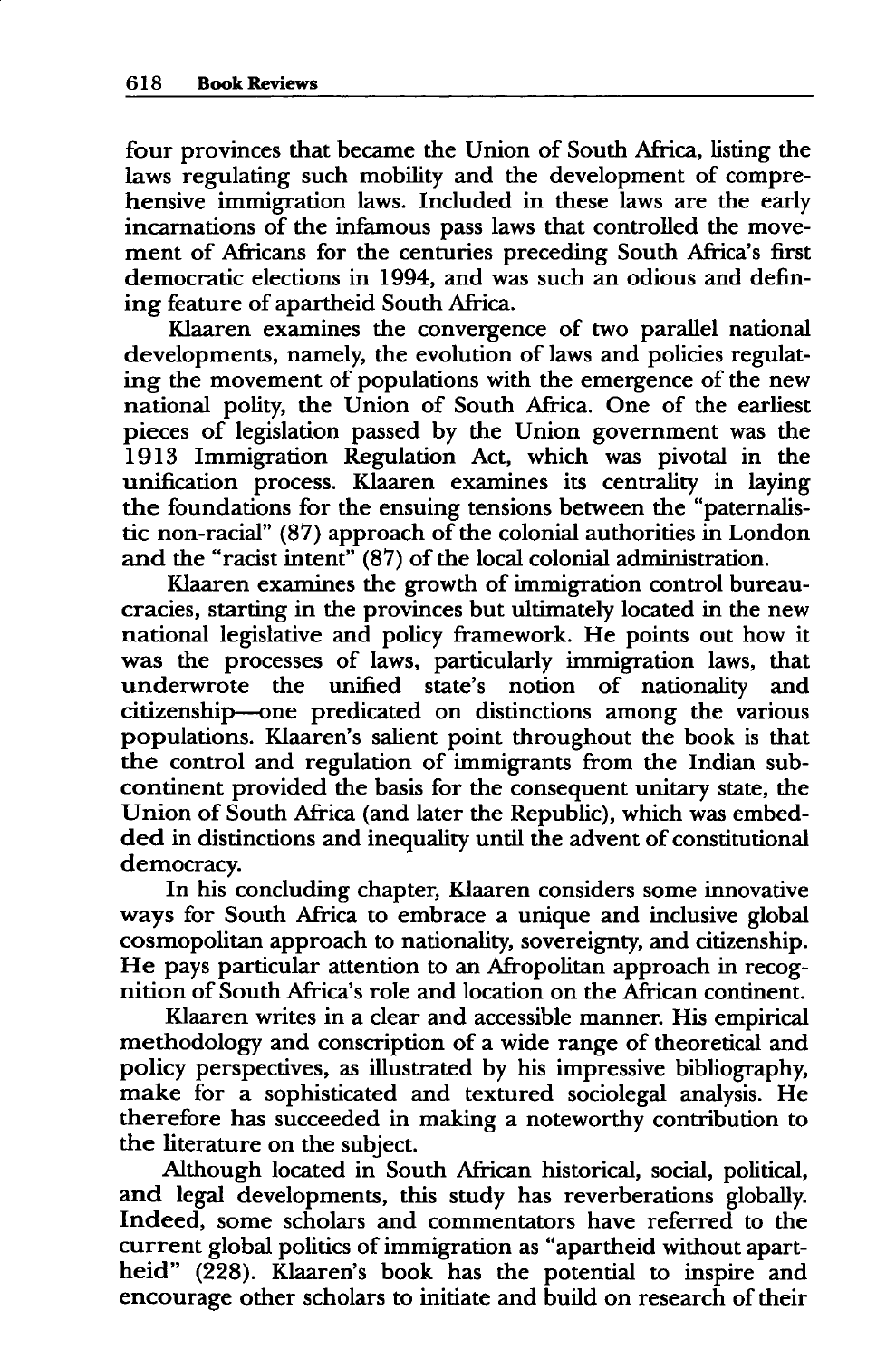four provinces that became the Union of South Africa, listing the laws regulating such mobility and the development of comprehensive immigration laws. Included in these laws are the early incarnations of the infamous pass laws that controlled the movement of Africans for the centuries preceding South Africa's first democratic elections in 1994, and was such an odious and defining feature of apartheid South Africa.

Klaaren examines the convergence of two parallel national developments, namely, the evolution of laws and policies regulating the movement of populations with the emergence of the new national polity, the Union of South Africa. One of the earliest pieces of legislation passed by the Union government was the 1913 Immigration Regulation Act, which was pivotal in the unification process. Klaaren examines its centrality in laying the foundations for the ensuing tensions between the "paternalistic non-racial" (87) approach of the colonial authorities in London and the "racist intent" (87) of the local colonial administration.

Klaaren examines the growth of immigration control bureaucracies, starting in the provinces but ultimately located in the new national legislative and policy framework. He points out how it was the processes of laws, particularly immigration laws, that underwrote the unified state's notion of nationality and citizenship—one predicated on distinctions among the various populations. Klaaren's salient point throughout the book is that the control and regulation of immigrants from the Indian subcontinent provided the basis for the consequent unitary state, the Union of South Africa (and later the Republic), which was embedded in distinctions and inequality until the advent of constitutional democracy.

In his concluding chapter, Klaaren considers some innovative ways for South Africa to embrace a unique and inclusive global cosmopolitan approach to nationality, sovereignty, and citizenship. He pays particular attention to an Afropolitan approach in recognition of South Africa's role and location on the African continent.

Klaaren writes in a clear and accessible manner. His empirical methodology and conscription of a wide range of theoretical and policy perspectives, as illustrated by his impressive bibliography, make for a sophisticated and textured sociolegal analysis. He therefore has succeeded in making a noteworthy contribution to the literature on the subject.

Although located in South African historical, social, political, and legal developments, this study has reverberations globally. Indeed, some scholars and commentators have referred to the current global politics of immigration as "apartheid without apartheid" (228). Klaaren's book has the potential to inspire and encourage other scholars to initiate and build on research of their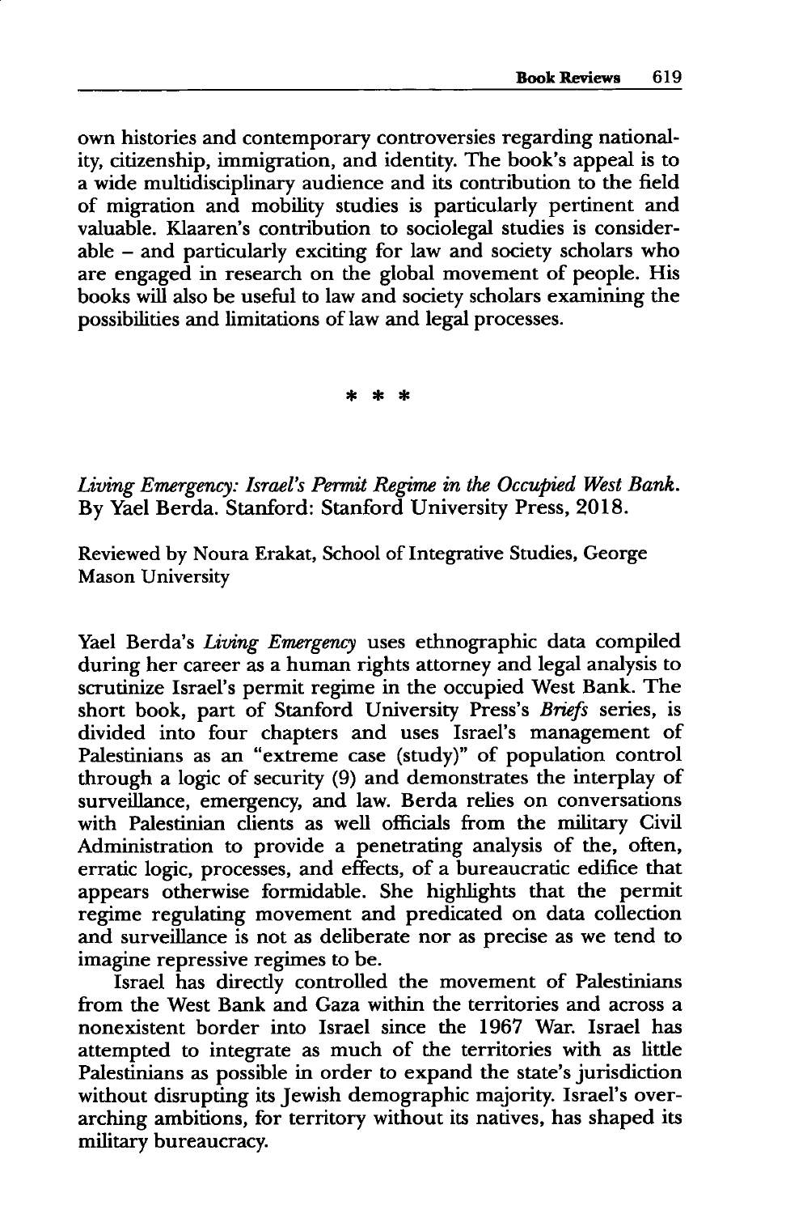own histories and contemporary controversies regarding nationality, citizenship, immigration, and identity. The book's appeal is to a wide multidisciplinary audience and its contribution to the field of migration and mobility studies is particularly pertinent and valuable. Klaaren's contribution to sociolegal studies is considerable – and particularly exciting for law and society scholars who are engaged in research on the global movement of people. His books will also be useful to law and society scholars examining the possibilities and limitations of law and legal processes.

* * *

*Living Emergency: Israel's Permit Regime in the Occupied West Bank.* By Yael Berda. Stanford: Stanford University Press, 2018.

Reviewed by Noura Erakat, School of Integrative Studies, George Mason University

Yael Berda's *Living Emergency* uses ethnographic data compiled during her career as a human rights attorney and legal analysis to scrutinize Israel's permit regime in the occupied West Bank. The short book, part of Stanford University Press's *Briefs* series, is divided into four chapters and uses Israel's management of Palestinians as an "extreme case (study)" of population control through a logic of security (9) and demonstrates the interplay of surveillance, emergency, and law. Berda relies on conversations with Palestinian clients as well officials from the military Civil Administration to provide a penetrating analysis of the, often, erratic logic, processes, and effects, of a bureaucratic edifice that appears otherwise formidable. She highlights that the permit regime regulating movement and predicated on data collection and surveillance is not as deliberate nor as precise as we tend to imagine repressive regimes to be.

Israel has directly controlled the movement of Palestinians from the West Bank and Gaza within the territories and across a nonexistent border into Israel since the 1967 War. Israel has attempted to integrate as much of the territories with as little Palestinians as possible in order to expand the state's jurisdiction without disrupting its Jewish demographic majority. Israel's overarching ambitions, for territory without its natives, has shaped its military bureaucracy.